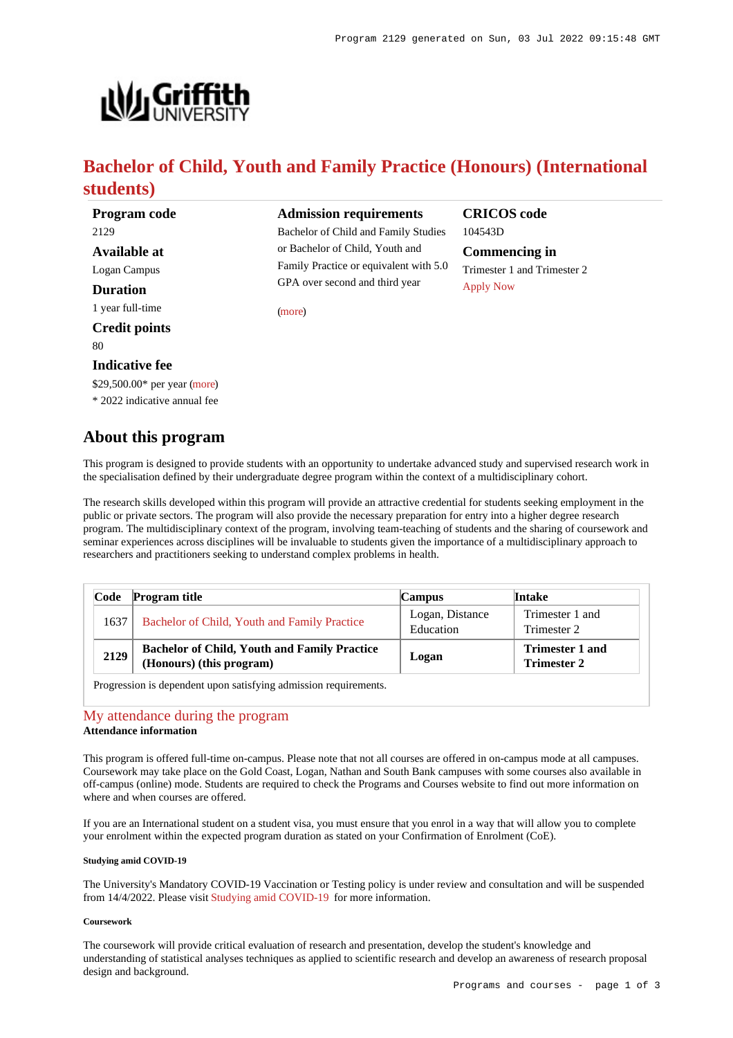# Bachelor of Child, Youth and Family Practice (Honours) (International students)

**Program code**
2129

**Available at**
Logan Campus

**Duration**
1 year full-time

**Credit points**
80

**Indicative fee**
$29,500.00* per year (more)
* 2022 indicative annual fee

**Admission requirements**
Bachelor of Child and Family Studies or Bachelor of Child, Youth and Family Practice or equivalent with 5.0 GPA over second and third year

(more)

**CRICOS code**
104543D

**Commencing in**
Trimester 1 and Trimester 2
Apply Now

## About this program

This program is designed to provide students with an opportunity to undertake advanced study and supervised research work in the specialisation defined by their undergraduate degree program within the context of a multidisciplinary cohort.

The research skills developed within this program will provide an attractive credential for students seeking employment in the public or private sectors. The program will also provide the necessary preparation for entry into a higher degree research program. The multidisciplinary context of the program, involving team-teaching of students and the sharing of coursework and seminar experiences across disciplines will be invaluable to students given the importance of a multidisciplinary approach to researchers and practitioners seeking to understand complex problems in health.

| Code | Program title | Campus | Intake |
|---|---|---|---|
| 1637 | Bachelor of Child, Youth and Family Practice | Logan, Distance Education | Trimester 1 and Trimester 2 |
| **2129** | **Bachelor of Child, Youth and Family Practice (Honours) (this program)** | **Logan** | **Trimester 1 and Trimester 2** |

Progression is dependent upon satisfying admission requirements.

## My attendance during the program

**Attendance information**

This program is offered full-time on-campus. Please note that not all courses are offered in on-campus mode at all campuses. Coursework may take place on the Gold Coast, Logan, Nathan and South Bank campuses with some courses also available in off-campus (online) mode. Students are required to check the Programs and Courses website to find out more information on where and when courses are offered.

If you are an International student on a student visa, you must ensure that you enrol in a way that will allow you to complete your enrolment within the expected program duration as stated on your Confirmation of Enrolment (CoE).

###### Studying amid COVID-19

The University's Mandatory COVID-19 Vaccination or Testing policy is under review and consultation and will be suspended from 14/4/2022. Please visit Studying amid COVID-19 for more information.

###### Coursework

The coursework will provide critical evaluation of research and presentation, develop the student's knowledge and understanding of statistical analyses techniques as applied to scientific research and develop an awareness of research proposal design and background.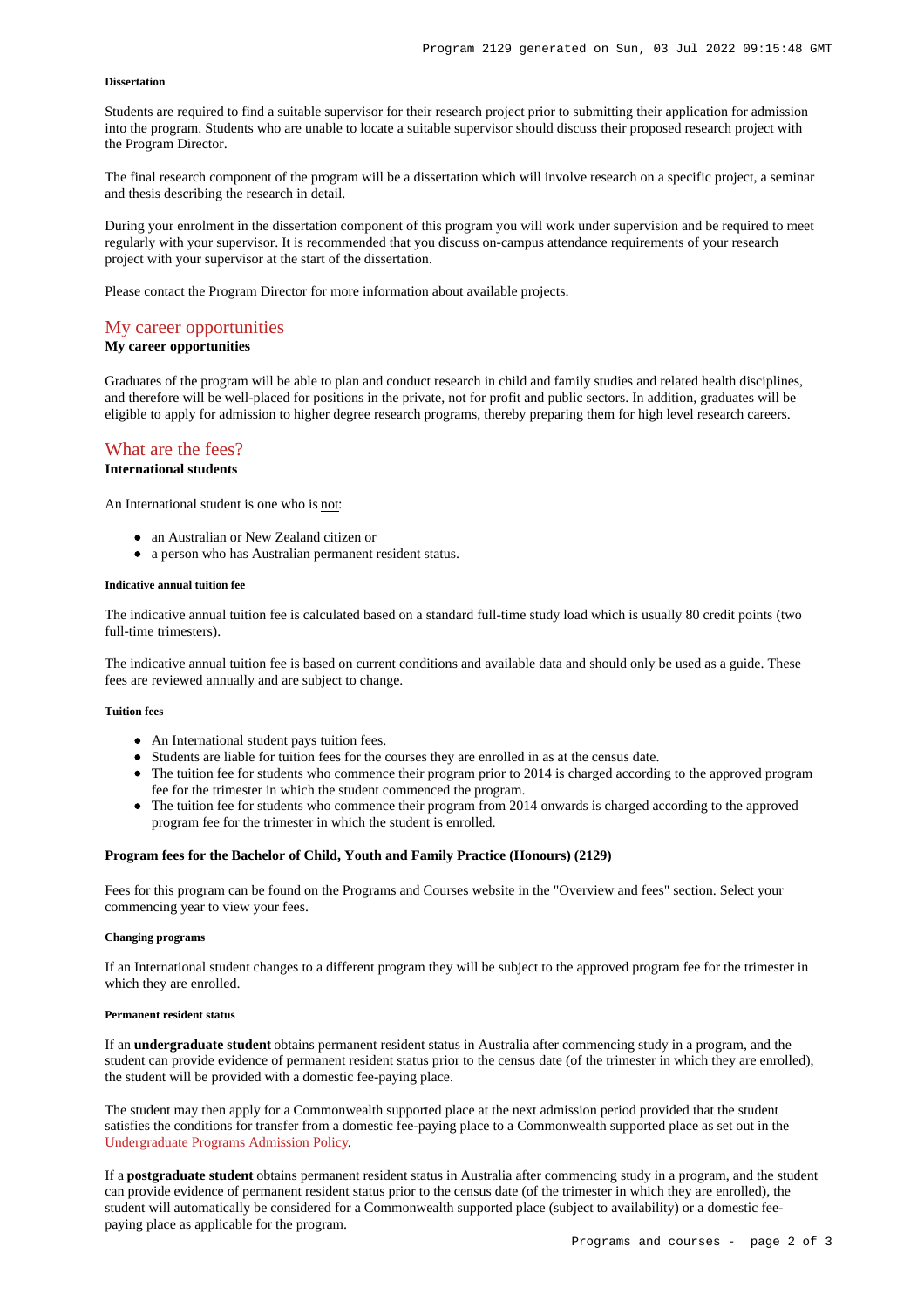#### Dissertation

Students are required to find a suitable supervisor for their research project prior to submitting their application for admission into the program. Students who are unable to locate a suitable supervisor should discuss their proposed research project with the Program Director.

The final research component of the program will be a dissertation which will involve research on a specific project, a seminar and thesis describing the research in detail.

During your enrolment in the dissertation component of this program you will work under supervision and be required to meet regularly with your supervisor. It is recommended that you discuss on-campus attendance requirements of your research project with your supervisor at the start of the dissertation.

Please contact the Program Director for more information about available projects.

## My career opportunities

**My career opportunities**

Graduates of the program will be able to plan and conduct research in child and family studies and related health disciplines, and therefore will be well-placed for positions in the private, not for profit and public sectors. In addition, graduates will be eligible to apply for admission to higher degree research programs, thereby preparing them for high level research careers.

## What are the fees?

**International students**

An International student is one who is not:

- an Australian or New Zealand citizen or
- a person who has Australian permanent resident status.

#### Indicative annual tuition fee

The indicative annual tuition fee is calculated based on a standard full-time study load which is usually 80 credit points (two full-time trimesters).

The indicative annual tuition fee is based on current conditions and available data and should only be used as a guide. These fees are reviewed annually and are subject to change.

#### Tuition fees

- An International student pays tuition fees.
- Students are liable for tuition fees for the courses they are enrolled in as at the census date.
- The tuition fee for students who commence their program prior to 2014 is charged according to the approved program fee for the trimester in which the student commenced the program.
- The tuition fee for students who commence their program from 2014 onwards is charged according to the approved program fee for the trimester in which the student is enrolled.

**Program fees for the Bachelor of Child, Youth and Family Practice (Honours) (2129)**

Fees for this program can be found on the Programs and Courses website in the "Overview and fees" section. Select your commencing year to view your fees.

#### Changing programs

If an International student changes to a different program they will be subject to the approved program fee for the trimester in which they are enrolled.

#### Permanent resident status

If an **undergraduate student** obtains permanent resident status in Australia after commencing study in a program, and the student can provide evidence of permanent resident status prior to the census date (of the trimester in which they are enrolled), the student will be provided with a domestic fee-paying place.

The student may then apply for a Commonwealth supported place at the next admission period provided that the student satisfies the conditions for transfer from a domestic fee-paying place to a Commonwealth supported place as set out in the Undergraduate Programs Admission Policy.

If a **postgraduate student** obtains permanent resident status in Australia after commencing study in a program, and the student can provide evidence of permanent resident status prior to the census date (of the trimester in which they are enrolled), the student will automatically be considered for a Commonwealth supported place (subject to availability) or a domestic fee-paying place as applicable for the program.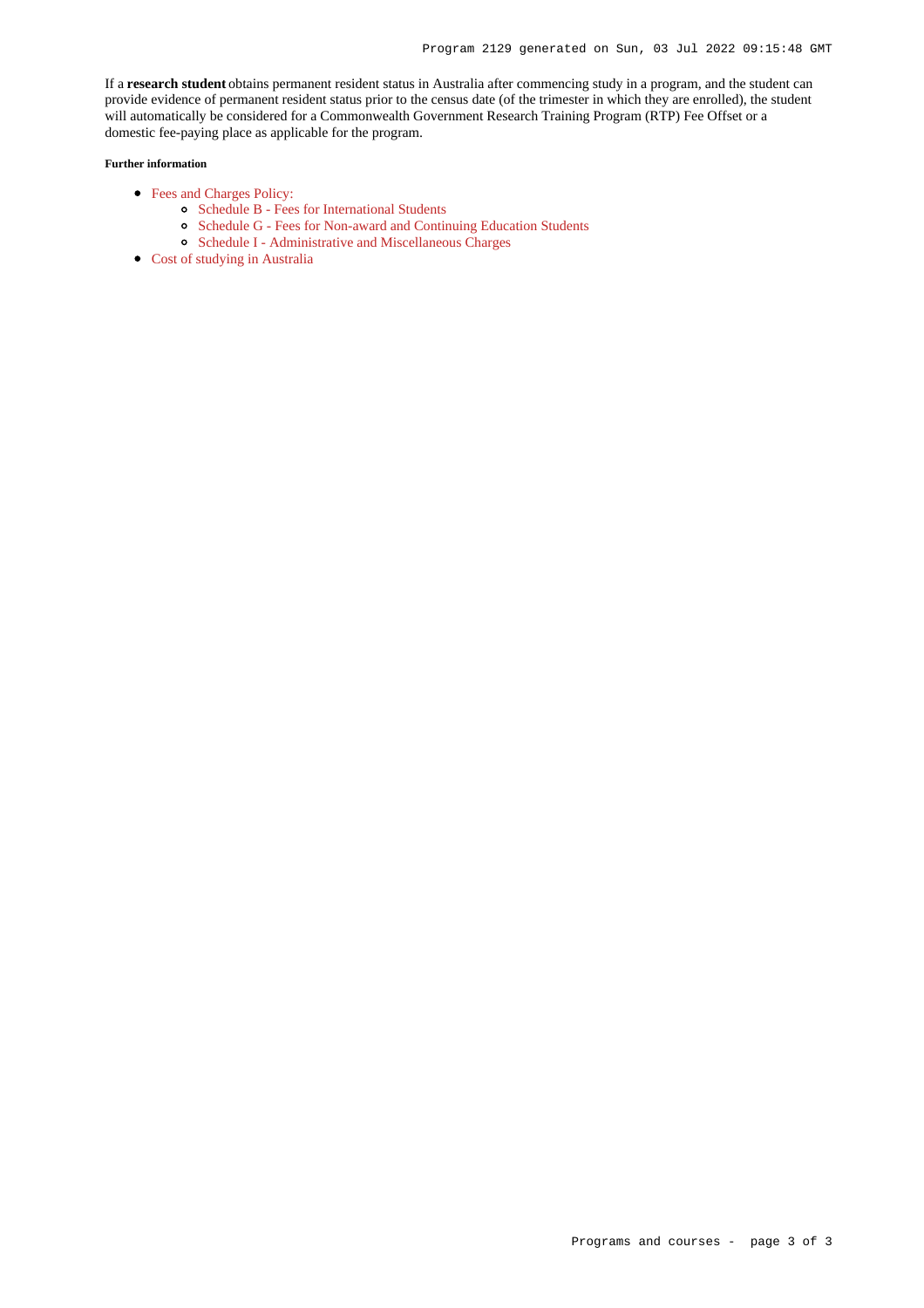If a **research student** obtains permanent resident status in Australia after commencing study in a program, and the student can provide evidence of permanent resident status prior to the census date (of the trimester in which they are enrolled), the student will automatically be considered for a Commonwealth Government Research Training Program (RTP) Fee Offset or a domestic fee-paying place as applicable for the program.

#### Further information

- Fees and Charges Policy:
  - Schedule B - Fees for International Students
  - Schedule G - Fees for Non-award and Continuing Education Students
  - Schedule I - Administrative and Miscellaneous Charges
- Cost of studying in Australia